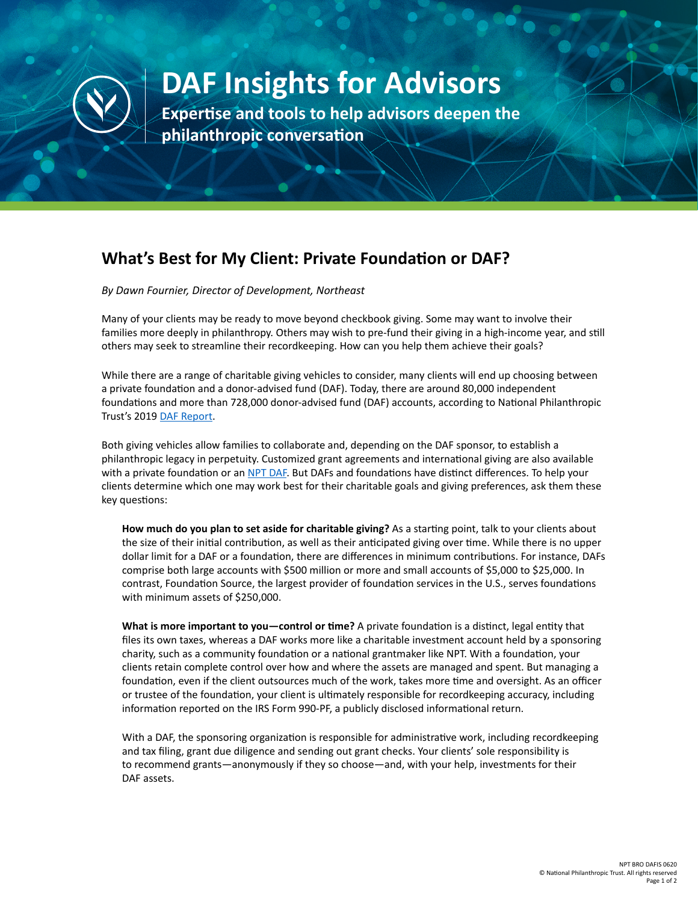# DAF Insights for Advisors

**Expertise and tools to help advisors deepen the philanthropic conversation**

## What's Best for My Client: Private Foundation or DAF?

*By Dawn Fournier, Director of Development, Northeast*

Many of your clients may be ready to move beyond checkbook giving. Some may want to involve their families more deeply in philanthropy. Others may wish to pre-fund their giving in a high-income year, and still others may seek to streamline their recordkeeping. How can you help them achieve their goals?

While there are a range of charitable giving vehicles to consider, many clients will end up choosing between a private foundation and a donor-advised fund (DAF). Today, there are around 80,000 independent foundations and more than 728,000 donor-advised fund (DAF) accounts, according to National Philanthropic Trust's 2019 DAF Report.

Both giving vehicles allow families to collaborate and, depending on the DAF sponsor, to establish a philanthropic legacy in perpetuity. Customized grant agreements and international giving are also available with a private foundation or an NPT DAF. But DAFs and foundations have distinct differences. To help your clients determine which one may work best for their charitable goals and giving preferences, ask them these key questions:

**How much do you plan to set aside for charitable giving?** As a starting point, talk to your clients about the size of their initial contribution, as well as their anticipated giving over time. While there is no upper dollar limit for a DAF or a foundation, there are differences in minimum contributions. For instance, DAFs comprise both large accounts with $500 million or more and small accounts of $5,000 to $25,000. In contrast, Foundation Source, the largest provider of foundation services in the U.S., serves foundations with minimum assets of $250,000.

**What is more important to you—control or time?** A private foundation is a distinct, legal entity that files its own taxes, whereas a DAF works more like a charitable investment account held by a sponsoring charity, such as a community foundation or a national grantmaker like NPT. With a foundation, your clients retain complete control over how and where the assets are managed and spent. But managing a foundation, even if the client outsources much of the work, takes more time and oversight. As an officer or trustee of the foundation, your client is ultimately responsible for recordkeeping accuracy, including information reported on the IRS Form 990-PF, a publicly disclosed informational return.

With a DAF, the sponsoring organization is responsible for administrative work, including recordkeeping and tax filing, grant due diligence and sending out grant checks. Your clients' sole responsibility is to recommend grants—anonymously if they so choose—and, with your help, investments for their DAF assets.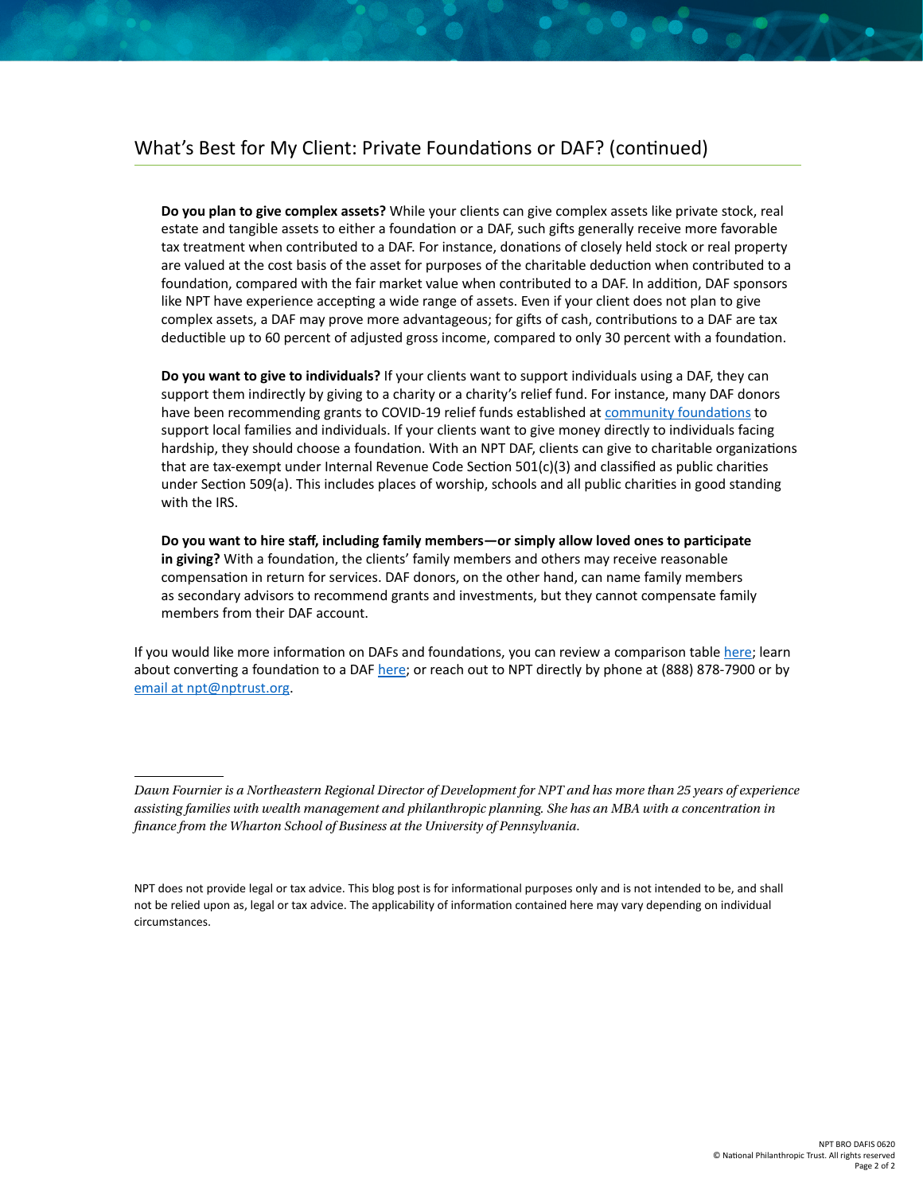## What's Best for My Client: Private Foundations or DAF? (continued)

**Do you plan to give complex assets?** While your clients can give complex assets like private stock, real estate and tangible assets to either a foundation or a DAF, such gifts generally receive more favorable tax treatment when contributed to a DAF. For instance, donations of closely held stock or real property are valued at the cost basis of the asset for purposes of the charitable deduction when contributed to a foundation, compared with the fair market value when contributed to a DAF. In addition, DAF sponsors like NPT have experience accepting a wide range of assets. Even if your client does not plan to give complex assets, a DAF may prove more advantageous; for gifts of cash, contributions to a DAF are tax deductible up to 60 percent of adjusted gross income, compared to only 30 percent with a foundation.

**Do you want to give to individuals?** If your clients want to support individuals using a DAF, they can support them indirectly by giving to a charity or a charity's relief fund. For instance, many DAF donors have been recommending grants to COVID-19 relief funds established at community foundations to support local families and individuals. If your clients want to give money directly to individuals facing hardship, they should choose a foundation. With an NPT DAF, clients can give to charitable organizations that are tax-exempt under Internal Revenue Code Section 501(c)(3) and classified as public charities under Section 509(a). This includes places of worship, schools and all public charities in good standing with the IRS.

**Do you want to hire staff, including family members—or simply allow loved ones to participate in giving?** With a foundation, the clients' family members and others may receive reasonable compensation in return for services. DAF donors, on the other hand, can name family members as secondary advisors to recommend grants and investments, but they cannot compensate family members from their DAF account.

If you would like more information on DAFs and foundations, you can review a comparison table here; learn about converting a foundation to a DAF here; or reach out to NPT directly by phone at (888) 878-7900 or by email at npt@nptrust.org.

---

*Dawn Fournier is a Northeastern Regional Director of Development for NPT and has more than 25 years of experience assisting families with wealth management and philanthropic planning. She has an MBA with a concentration in finance from the Wharton School of Business at the University of Pennsylvania.*

NPT does not provide legal or tax advice. This blog post is for informational purposes only and is not intended to be, and shall not be relied upon as, legal or tax advice. The applicability of information contained here may vary depending on individual circumstances.

NPT BRO DAFIS 0620
© National Philanthropic Trust. All rights reserved